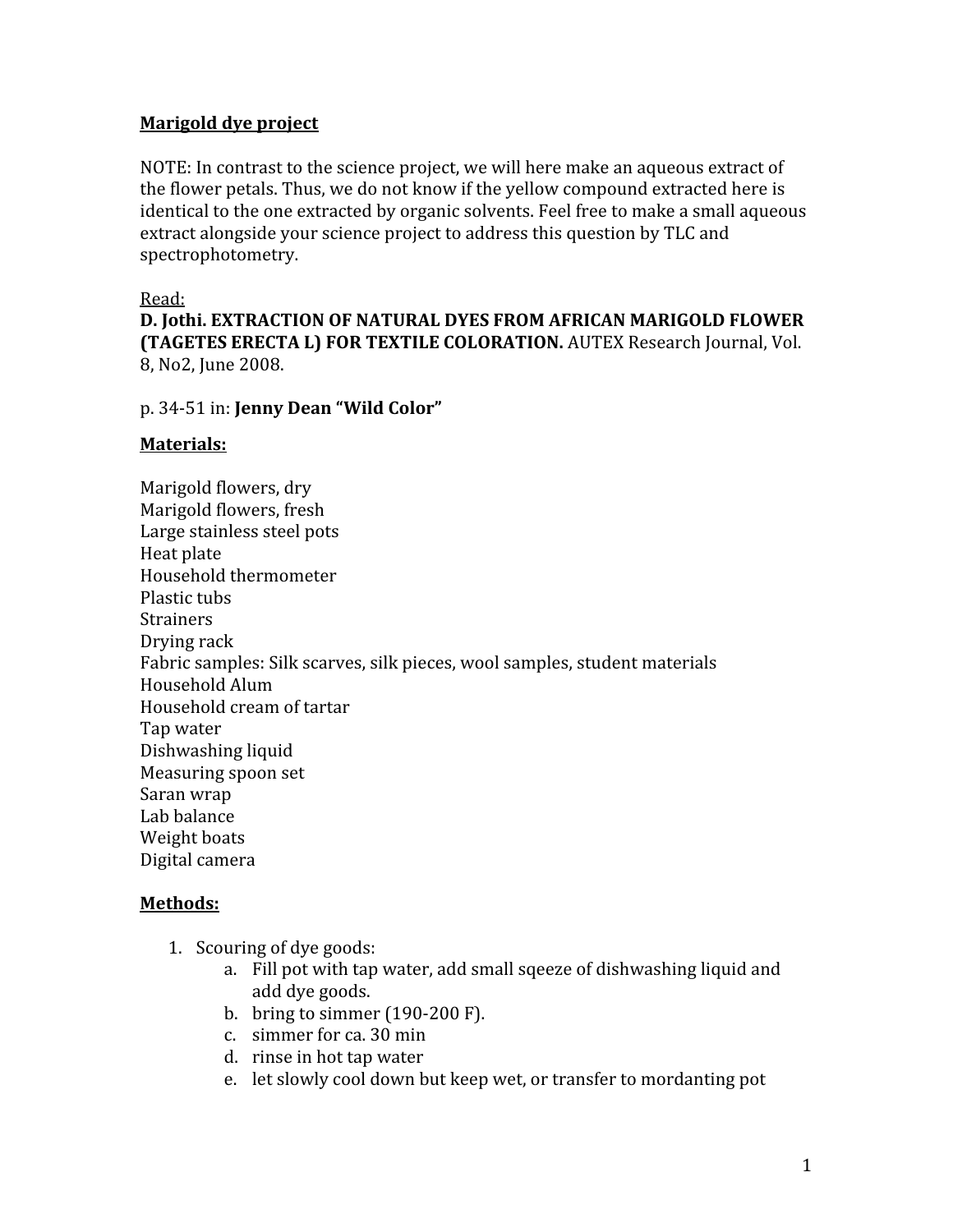## Marigold dye project

NOTE: In contrast to the science project, we will here make an aqueous extract of the flower petals. Thus, we do not know if the yellow compound extracted here is identical to the one extracted by organic solvents. Feel free to make a small aqueous extract alongside your science project to address this question by TLC and spectrophotometry.

Read:

**D. Jothi. EXTRACTION OF NATURAL DYES FROM AFRICAN MARIGOLD FLOWER (TAGETES ERECTA L) FOR TEXTILE COLORATION.** AUTEX Research Journal, Vol. 8, No2, June 2008.

p. 34-51 in: **Jenny Dean "Wild Color"**

### Materials:

Marigold flowers, dry
Marigold flowers, fresh
Large stainless steel pots
Heat plate
Household thermometer
Plastic tubs
Strainers
Drying rack
Fabric samples: Silk scarves, silk pieces, wool samples, student materials
Household Alum
Household cream of tartar
Tap water
Dishwashing liquid
Measuring spoon set
Saran wrap
Lab balance
Weight boats
Digital camera

### Methods:

1. Scouring of dye goods:
    a. Fill pot with tap water, add small sqeeze of dishwashing liquid and add dye goods.
    b. bring to simmer (190-200 F).
    c. simmer for ca. 30 min
    d. rinse in hot tap water
    e. let slowly cool down but keep wet, or transfer to mordanting pot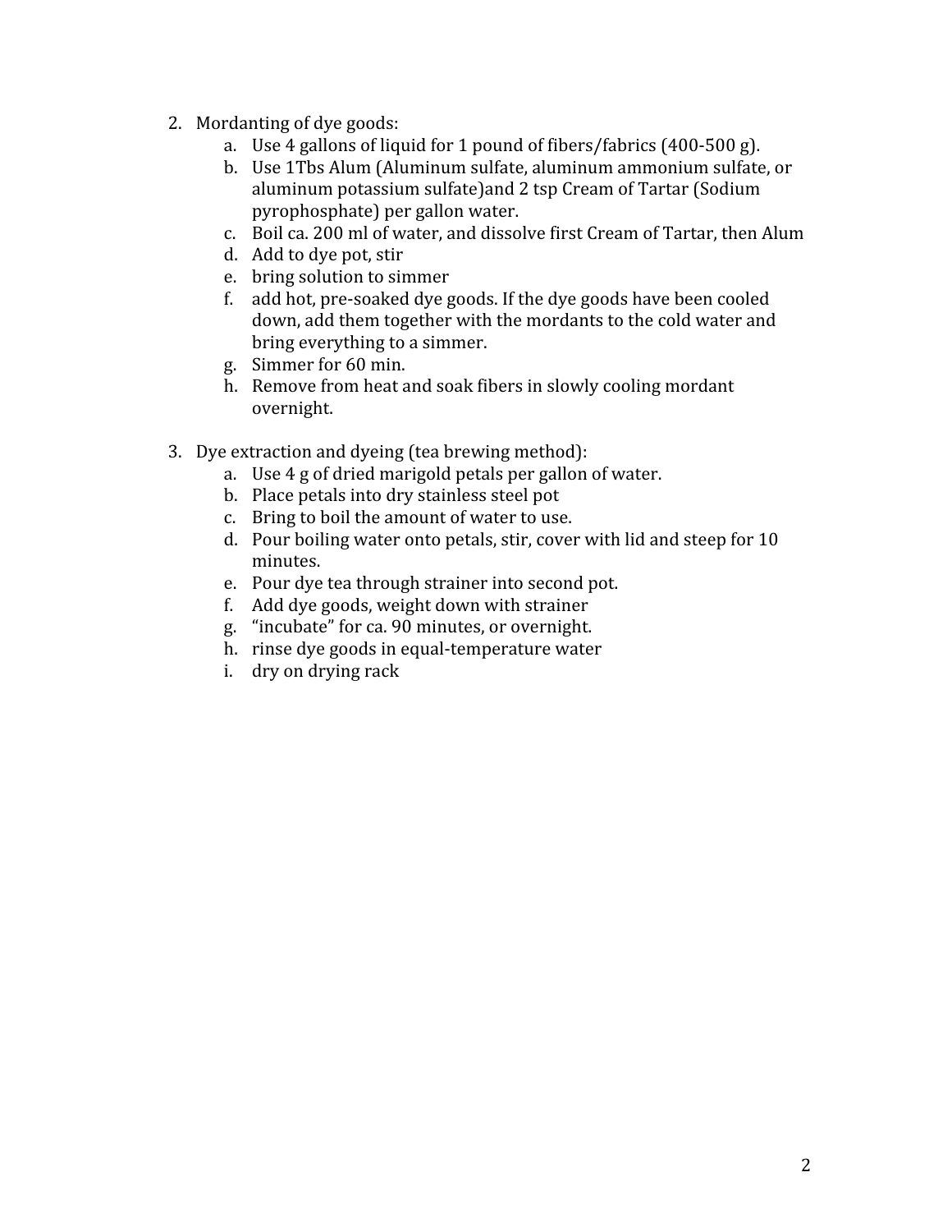2. Mordanting of dye goods:
    a. Use 4 gallons of liquid for 1 pound of fibers/fabrics (400-500 g).
    b. Use 1Tbs Alum (Aluminum sulfate, aluminum ammonium sulfate, or aluminum potassium sulfate)and 2 tsp Cream of Tartar (Sodium pyrophosphate) per gallon water.
    c. Boil ca. 200 ml of water, and dissolve first Cream of Tartar, then Alum
    d. Add to dye pot, stir
    e. bring solution to simmer
    f. add hot, pre-soaked dye goods. If the dye goods have been cooled down, add them together with the mordants to the cold water and bring everything to a simmer.
    g. Simmer for 60 min.
    h. Remove from heat and soak fibers in slowly cooling mordant overnight.

3. Dye extraction and dyeing (tea brewing method):
    a. Use 4 g of dried marigold petals per gallon of water.
    b. Place petals into dry stainless steel pot
    c. Bring to boil the amount of water to use.
    d. Pour boiling water onto petals, stir, cover with lid and steep for 10 minutes.
    e. Pour dye tea through strainer into second pot.
    f. Add dye goods, weight down with strainer
    g. "incubate" for ca. 90 minutes, or overnight.
    h. rinse dye goods in equal-temperature water
    i. dry on drying rack